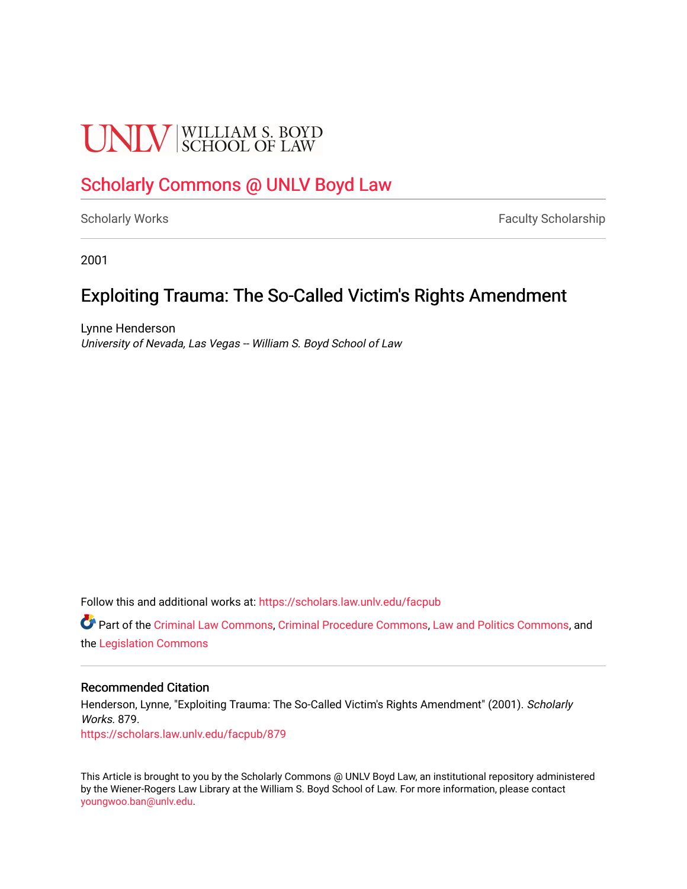UNLV | WILLIAM S. BOYD SCHOOL OF LAW

# Scholarly Commons @ UNLV Boyd Law

Scholarly Works

Faculty Scholarship

2001

## Exploiting Trauma: The So-Called Victim's Rights Amendment

Lynne Henderson
*University of Nevada, Las Vegas -- William S. Boyd School of Law*

Follow this and additional works at: https://scholars.law.unlv.edu/facpub

Part of the Criminal Law Commons, Criminal Procedure Commons, Law and Politics Commons, and the Legislation Commons

### Recommended Citation

Henderson, Lynne, "Exploiting Trauma: The So-Called Victim's Rights Amendment" (2001). *Scholarly Works*. 879.
https://scholars.law.unlv.edu/facpub/879

This Article is brought to you by the Scholarly Commons @ UNLV Boyd Law, an institutional repository administered by the Wiener-Rogers Law Library at the William S. Boyd School of Law. For more information, please contact youngwoo.ban@unlv.edu.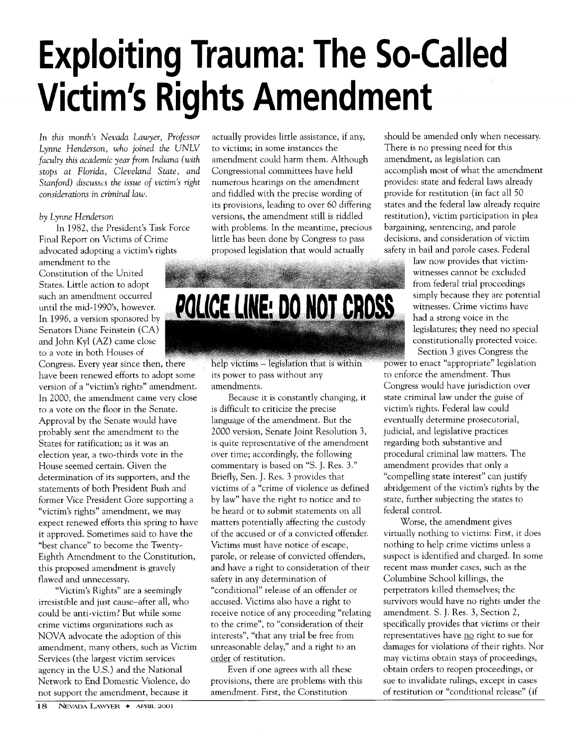# Exploiting Trauma: The So-Called Victim's Rights Amendment

*In this month's Nevada Lawyer, Professor Lynne Henderson, who joined the UNLV faculty this academic year from Indiana (with stops at Florida, Cleveland State, and Stanford) discusses the issue of victim's right considerations in criminal law.*

*by Lynne Henderson*

In 1982, the President's Task Force Final Report on Victims of Crime advocated adopting a victim's rights amendment to the Constitution of the United States. Little action to adopt such an amendment occurred until the mid-1990's, however. In 1996, a version sponsored by Senators Diane Feinstein (CA) and John Kyl (AZ) came close to a vote in both Houses of Congress. Every year since then, there have been renewed efforts to adopt some version of a "victim's rights" amendment. In 2000, the amendment came very close to a vote on the floor in the Senate. Approval by the Senate would have probably sent the amendment to the States for ratification; as it was an election year, a two-thirds vote in the House seemed certain. Given the determination of its supporters, and the statements of both President Bush and former Vice President Gore supporting a "victim's rights" amendment, we may expect renewed efforts this spring to have it approved. Sometimes said to have the "best chance" to become the Twenty-Eighth Amendment to the Constitution, this proposed amendment is gravely flawed and unnecessary.

"Victim's Rights" are a seemingly irresistible and just cause–after all, who could be anti-victim? But while some crime victims organizations such as NOVA advocate the adoption of this amendment, many others, such as Victim Services (the largest victim services agency in the U.S.) and the National Network to End Domestic Violence, do not support the amendment, because it actually provides little assistance, if any, to victims; in some instances the amendment could harm them. Although Congressional committees have held numerous hearings on the amendment and fiddled with the precise wording of its provisions, leading to over 60 differing versions, the amendment still is riddled with problems. In the meantime, precious little has been done by Congress to pass proposed legislation that would actually help victims – legislation that is within its power to pass without any amendments.

POLICE LINE: DO NOT CROSS

Because it is constantly changing, it is difficult to criticize the precise language of the amendment. But the 2000 version, Senate Joint Resolution 3, is quite representative of the amendment over time; accordingly, the following commentary is based on "S. J. Res. 3." Briefly, Sen. J. Res. 3 provides that victims of a "crime of violence as defined by law" have the right to notice and to be heard or to submit statements on all matters potentially affecting the custody of the accused or of a convicted offender. Victims must have notice of escape, parole, or release of convicted offenders, and have a right to consideration of their safety in any determination of "conditional" release of an offender or accused. Victims also have a right to receive notice of any proceeding "relating to the crime", to "consideration of their interests", "that any trial be free from unreasonable delay," and a right to an order of restitution.

Even if one agrees with all these provisions, there are problems with this amendment. First, the Constitution should be amended only when necessary. There is no pressing need for this amendment, as legislation can accomplish most of what the amendment provides: state and federal laws already provide for restitution (in fact all 50 states and the federal law already require restitution), victim participation in plea bargaining, sentencing, and parole decisions, and consideration of victim safety in bail and parole cases. Federal law now provides that victim-witnesses cannot be excluded from federal trial proceedings simply because they are potential witnesses. Crime victims have had a strong voice in the legislatures; they need no special constitutionally protected voice.

Section 3 gives Congress the power to enact "appropriate" legislation to enforce the amendment. Thus Congress would have jurisdiction over state criminal law under the guise of victim's rights. Federal law could eventually determine prosecutorial, judicial, and legislative practices regarding both substantive and procedural criminal law matters. The amendment provides that only a "compelling state interest" can justify abridgement of the victim's rights by the state, further subjecting the states to federal control.

Worse, the amendment gives virtually nothing to victims: First, it does nothing to help crime victims unless a suspect is identified and charged. In some recent mass murder cases, such as the Columbine School killings, the perpetrators killed themselves; the survivors would have no rights under the amendment. S. J. Res. 3, Section 2, specifically provides that victims or their representatives have no right to sue for damages for violations of their rights. Nor may victims obtain stays of proceedings, obtain orders to reopen proceedings, or sue to invalidate rulings, except in cases of restitution or "conditional release" (if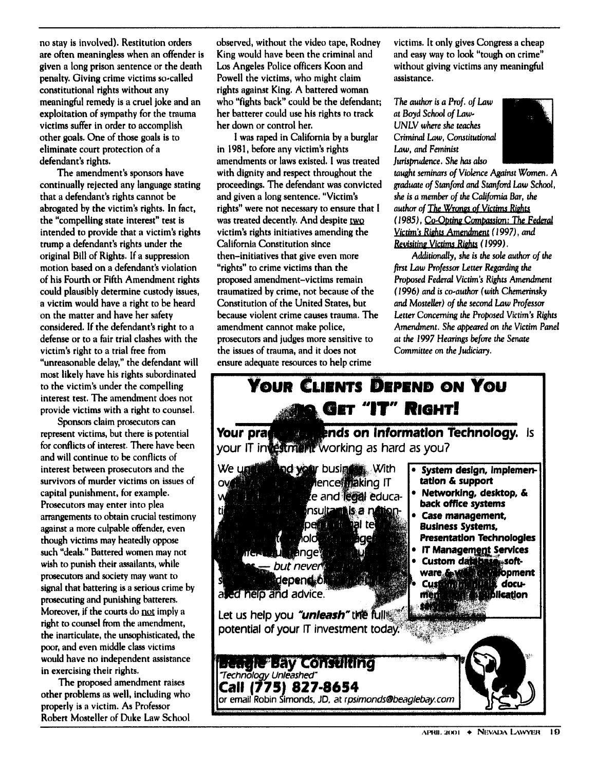no stay is involved). Restitution orders are often meaningless when an offender is given a long prison sentence or the death penalty. Giving crime victims so-called constitutional rights without any meaningful remedy is a cruel joke and an exploitation of sympathy for the trauma victims suffer in order to accomplish other goals. One of those goals is to eliminate court protection of a defendant's rights.

The amendment's sponsors have continually rejected any language stating that a defendant's rights cannot be abrogated by the victim's rights. In fact, the "compelling state interest" test is intended to provide that a victim's rights trump a defendant's rights under the original Bill of Rights. If a suppression motion based on a defendant's violation of his Fourth or Fifth Amendment rights could plausibly determine custody issues, a victim would have a right to be heard on the matter and have her safety considered. If the defendant's right to a defense or to a fair trial clashes with the victim's right to a trial free from "unreasonable delay," the defendant will most likely have his rights subordinated to the victim's under the compelling interest test. The amendment does not provide victims with a right to counsel.

Sponsors claim prosecutors can represent victims, but there is potential for conflicts of interest. There have been and will continue to be conflicts of interest between prosecutors and the survivors of murder victims on issues of capital punishment, for example. Prosecutors may enter into plea arrangements to obtain crucial testimony against a more culpable offender, even though victims may heatedly oppose such "deals." Battered women may not wish to punish their assailants, while prosecutors and society may want to signal that battering is a serious crime by prosecuting and punishing batterers. Moreover, if the courts do not imply a right to counsel from the amendment, the inarticulate, the unsophisticated, the poor, and even middle class victims would have no independent assistance in exercising their rights.

The proposed amendment raises other problems as well, including who properly is a victim. As Professor Robert Mosteller of Duke Law School observed, without the video tape, Rodney King would have been the criminal and Los Angeles Police officers Koon and Powell the victims, who might claim rights against King. A battered woman who "fights back" could be the defendant; her batterer could use his rights to track her down or control her.

I was raped in California by a burglar in 1981, before any victim's rights amendments or laws existed. I was treated with dignity and respect throughout the proceedings. The defendant was convicted and given a long sentence. "Victim's rights" were not necessary to ensure that I was treated decently. And despite two victim's rights initiatives amending the California Constitution since then–initiatives that give even more "rights" to crime victims than the proposed amendment–victims remain traumatized by crime, not because of the Constitution of the United States, but because violent crime causes trauma. The amendment cannot make police, prosecutors and judges more sensitive to the issues of trauma, and it does not ensure adequate resources to help crime victims. It only gives Congress a cheap and easy way to look "tough on crime" without giving victims any meaningful assistance.

*The author is a Prof. of Law at Boyd School of Law-UNLV where she teaches Criminal Law, Constitutional Law, and Feminist Jurisprudence. She has also taught seminars of Violence Against Women. A graduate of Stanford and Stanford Law School, she is a member of the California Bar, the author of The Wrongs of Victims Rights (1985), Co-Opting Compassion: The Federal Victim's Rights Amendment (1997), and Revisiting Victims Rights (1999).*

*Additionally, she is the sole author of the first Law Professor Letter Regarding the Proposed Federal Victim's Rights Amendment (1996) and is co-author (with Chemerinsky and Mosteller) of the second Law Professor Letter Concerning the Proposed Victim's Rights Amendment. She appeared on the Victim Panel at the 1997 Hearings before the Senate Committee on the Judiciary.*

**YOUR CLIENTS DEPEND ON YOU TO GET "IT" RIGHT!**

**Your practice depends on Information Technology.** Is your IT investment working as hard as you?

We understand your business. With over ... experience making IT w... and legal educa- ti... consultant is a nation- ... personal te... technology ... challenge... — but never ... dependable ... and help and advice.

- **System design, implementation & support**
- **Networking, desktop, & back office systems**
- **Case management, Business Systems, Presentation Technologies**
- **IT Management Services**
- **Custom database software development**
- **Custom ... document ... application services**

Let us help you *"unleash"* the full potential of your IT investment today.

**Beagle Bay Consulting**
*"Technology Unleashed"*
**Call (775) 827-8654**
or email Robin Simonds, JD, at rpsimonds@beaglebay.com